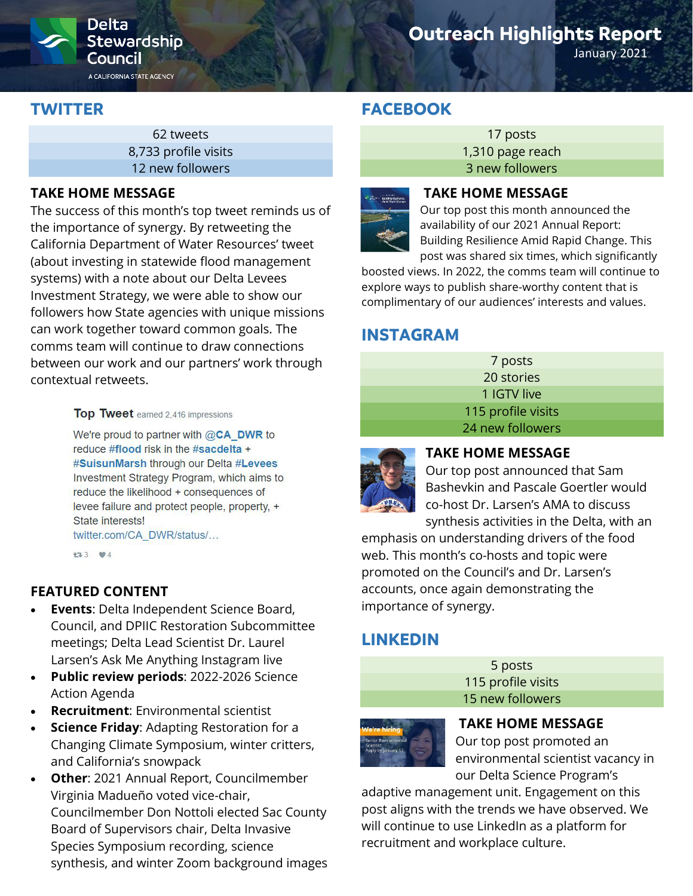# Outreach Highlights Report

January 2021

Delta Stewardship Council — A California State Agency

## TWITTER

| 62 tweets |
| --- |
| 8,733 profile visits |
| 12 new followers |

### TAKE HOME MESSAGE

The success of this month's top tweet reminds us of the importance of synergy. By retweeting the California Department of Water Resources' tweet (about investing in statewide flood management systems) with a note about our Delta Levees Investment Strategy, we were able to show our followers how State agencies with unique missions can work together toward common goals. The comms team will continue to draw connections between our work and our partners' work through contextual retweets.

**Top Tweet** earned 2,416 impressions

We're proud to partner with @CA_DWR to reduce #flood risk in the #sacdelta + #SuisunMarsh through our Delta #Levees Investment Strategy Program, which aims to reduce the likelihood + consequences of levee failure and protect people, property, + State interests!
twitter.com/CA_DWR/status/…

3 4

### FEATURED CONTENT

- **Events**: Delta Independent Science Board, Council, and DPIIC Restoration Subcommittee meetings; Delta Lead Scientist Dr. Laurel Larsen's Ask Me Anything Instagram live
- **Public review periods**: 2022-2026 Science Action Agenda
- **Recruitment**: Environmental scientist
- **Science Friday**: Adapting Restoration for a Changing Climate Symposium, winter critters, and California's snowpack
- **Other**: 2021 Annual Report, Councilmember Virginia Madueño voted vice-chair, Councilmember Don Nottoli elected Sac County Board of Supervisors chair, Delta Invasive Species Symposium recording, science synthesis, and winter Zoom background images

## FACEBOOK

| 17 posts |
| --- |
| 1,310 page reach |
| 3 new followers |

### TAKE HOME MESSAGE

Our top post this month announced the availability of our 2021 Annual Report: Building Resilience Amid Rapid Change. This post was shared six times, which significantly boosted views. In 2022, the comms team will continue to explore ways to publish share-worthy content that is complimentary of our audiences' interests and values.

## INSTAGRAM

| 7 posts |
| --- |
| 20 stories |
| 1 IGTV live |
| 115 profile visits |
| 24 new followers |

### TAKE HOME MESSAGE

Our top post announced that Sam Bashevkin and Pascale Goertler would co-host Dr. Larsen's AMA to discuss synthesis activities in the Delta, with an emphasis on understanding drivers of the food web. This month's co-hosts and topic were promoted on the Council's and Dr. Larsen's accounts, once again demonstrating the importance of synergy.

## LINKEDIN

| 5 posts |
| --- |
| 115 profile visits |
| 15 new followers |

### TAKE HOME MESSAGE

Our top post promoted an environmental scientist vacancy in our Delta Science Program's adaptive management unit. Engagement on this post aligns with the trends we have observed. We will continue to use LinkedIn as a platform for recruitment and workplace culture.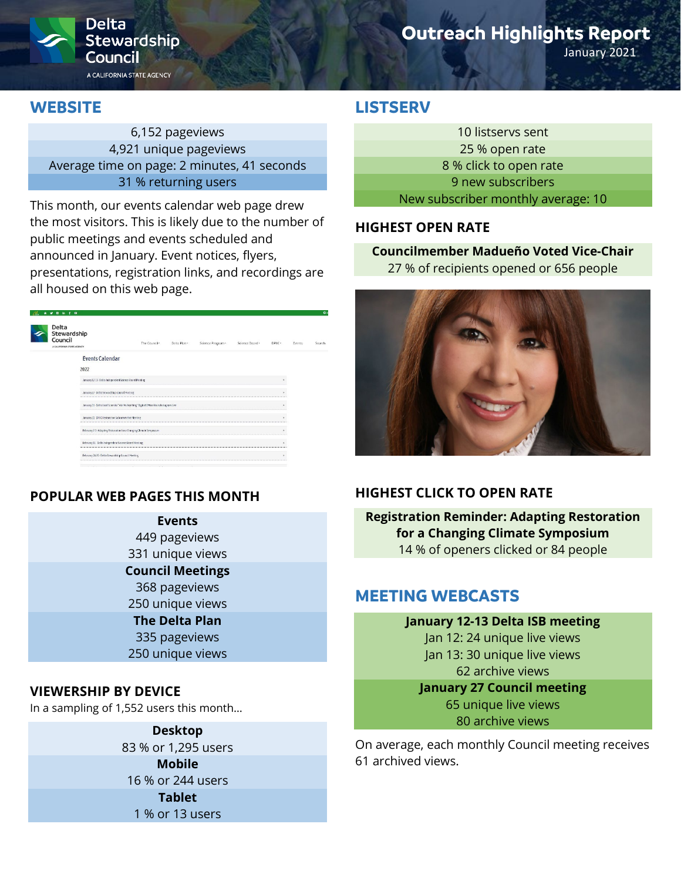Delta Stewardship Council

A CALIFORNIA STATE AGENCY

# Outreach Highlights Report

January 2021

## WEBSITE

6,152 pageviews
4,921 unique pageviews
Average time on page: 2 minutes, 41 seconds
31 % returning users

This month, our events calendar web page drew the most visitors. This is likely due to the number of public meetings and events scheduled and announced in January. Event notices, flyers, presentations, registration links, and recordings are all housed on this web page.

### POPULAR WEB PAGES THIS MONTH

**Events**
449 pageviews
331 unique views

**Council Meetings**
368 pageviews
250 unique views

**The Delta Plan**
335 pageviews
250 unique views

### VIEWERSHIP BY DEVICE

In a sampling of 1,552 users this month…

**Desktop**
83 % or 1,295 users

**Mobile**
16 % or 244 users

**Tablet**
1 % or 13 users

## LISTSERV

10 listservs sent
25 % open rate
8 % click to open rate
9 new subscribers
New subscriber monthly average: 10

### HIGHEST OPEN RATE

**Councilmember Madueño Voted Vice-Chair**
27 % of recipients opened or 656 people

### HIGHEST CLICK TO OPEN RATE

**Registration Reminder: Adapting Restoration for a Changing Climate Symposium**
14 % of openers clicked or 84 people

## MEETING WEBCASTS

**January 12-13 Delta ISB meeting**
Jan 12: 24 unique live views
Jan 13: 30 unique live views
62 archive views

**January 27 Council meeting**
65 unique live views
80 archive views

On average, each monthly Council meeting receives 61 archived views.